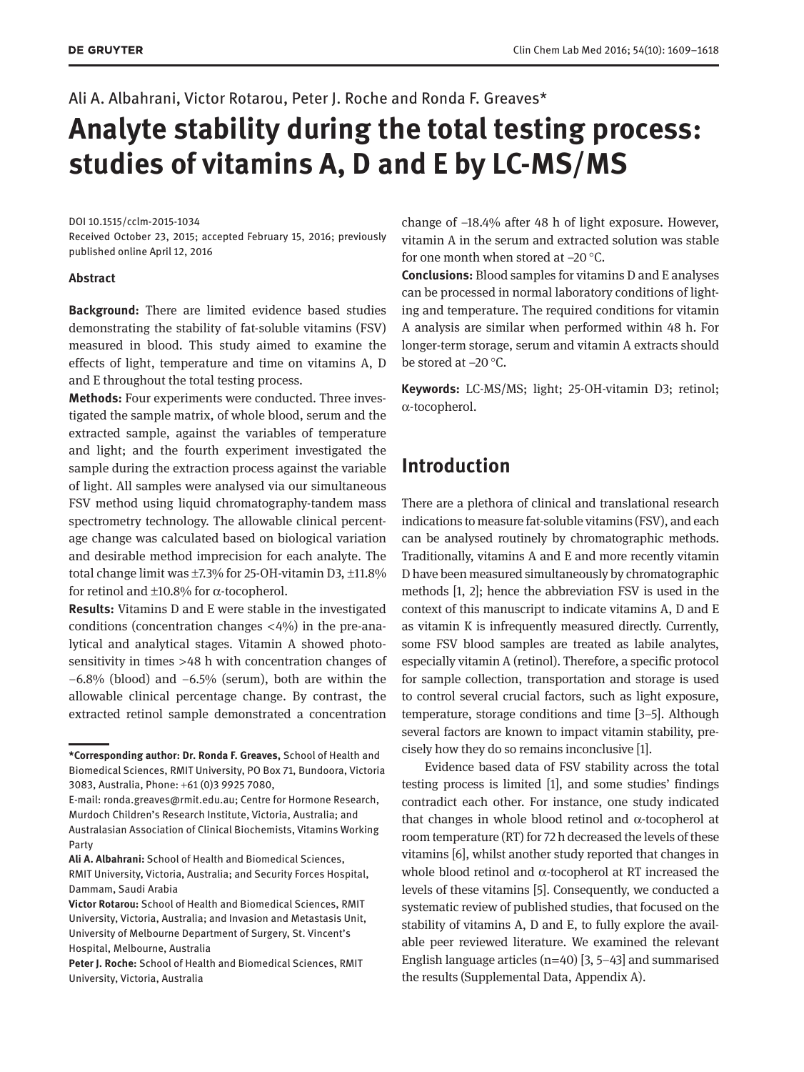Ali A. Albahrani, Victor Rotarou, Peter J. Roche and Ronda F. Greaves*

# Analyte stability during the total testing process: studies of vitamins A, D and E by LC-MS/MS

DOI 10.1515/cclm-2015-1034
Received October 23, 2015; accepted February 15, 2016; previously published online April 12, 2016

**Abstract**

**Background:** There are limited evidence based studies demonstrating the stability of fat-soluble vitamins (FSV) measured in blood. This study aimed to examine the effects of light, temperature and time on vitamins A, D and E throughout the total testing process.

**Methods:** Four experiments were conducted. Three investigated the sample matrix, of whole blood, serum and the extracted sample, against the variables of temperature and light; and the fourth experiment investigated the sample during the extraction process against the variable of light. All samples were analysed via our simultaneous FSV method using liquid chromatography-tandem mass spectrometry technology. The allowable clinical percentage change was calculated based on biological variation and desirable method imprecision for each analyte. The total change limit was ±7.3% for 25-OH-vitamin D3, ±11.8% for retinol and ±10.8% for α-tocopherol.

**Results:** Vitamins D and E were stable in the investigated conditions (concentration changes <4%) in the pre-analytical and analytical stages. Vitamin A showed photosensitivity in times >48 h with concentration changes of −6.8% (blood) and −6.5% (serum), both are within the allowable clinical percentage change. By contrast, the extracted retinol sample demonstrated a concentration change of −18.4% after 48 h of light exposure. However, vitamin A in the serum and extracted solution was stable for one month when stored at −20 °C.

**Conclusions:** Blood samples for vitamins D and E analyses can be processed in normal laboratory conditions of lighting and temperature. The required conditions for vitamin A analysis are similar when performed within 48 h. For longer-term storage, serum and vitamin A extracts should be stored at −20 °C.

**Keywords:** LC-MS/MS; light; 25-OH-vitamin D3; retinol; α-tocopherol.

---

***Corresponding author: Dr. Ronda F. Greaves,** School of Health and Biomedical Sciences, RMIT University, PO Box 71, Bundoora, Victoria 3083, Australia, Phone: +61 (0)3 9925 7080,
E-mail: ronda.greaves@rmit.edu.au; Centre for Hormone Research, Murdoch Children's Research Institute, Victoria, Australia; and Australasian Association of Clinical Biochemists, Vitamins Working Party

**Ali A. Albahrani:** School of Health and Biomedical Sciences, RMIT University, Victoria, Australia; and Security Forces Hospital, Dammam, Saudi Arabia

**Victor Rotarou:** School of Health and Biomedical Sciences, RMIT University, Victoria, Australia; and Invasion and Metastasis Unit, University of Melbourne Department of Surgery, St. Vincent's Hospital, Melbourne, Australia

**Peter J. Roche:** School of Health and Biomedical Sciences, RMIT University, Victoria, Australia

## Introduction

There are a plethora of clinical and translational research indications to measure fat-soluble vitamins (FSV), and each can be analysed routinely by chromatographic methods. Traditionally, vitamins A and E and more recently vitamin D have been measured simultaneously by chromatographic methods [1, 2]; hence the abbreviation FSV is used in the context of this manuscript to indicate vitamins A, D and E as vitamin K is infrequently measured directly. Currently, some FSV blood samples are treated as labile analytes, especially vitamin A (retinol). Therefore, a specific protocol for sample collection, transportation and storage is used to control several crucial factors, such as light exposure, temperature, storage conditions and time [3–5]. Although several factors are known to impact vitamin stability, precisely how they do so remains inconclusive [1].

Evidence based data of FSV stability across the total testing process is limited [1], and some studies' findings contradict each other. For instance, one study indicated that changes in whole blood retinol and α-tocopherol at room temperature (RT) for 72 h decreased the levels of these vitamins [6], whilst another study reported that changes in whole blood retinol and α-tocopherol at RT increased the levels of these vitamins [5]. Consequently, we conducted a systematic review of published studies, that focused on the stability of vitamins A, D and E, to fully explore the available peer reviewed literature. We examined the relevant English language articles (n=40) [3, 5–43] and summarised the results (Supplemental Data, Appendix A).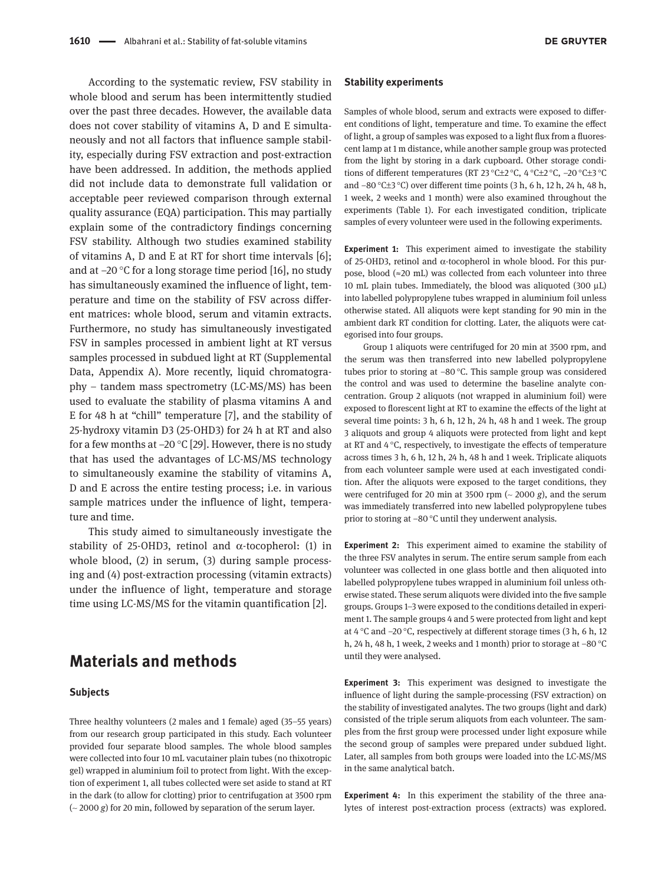According to the systematic review, FSV stability in whole blood and serum has been intermittently studied over the past three decades. However, the available data does not cover stability of vitamins A, D and E simultaneously and not all factors that influence sample stability, especially during FSV extraction and post-extraction have been addressed. In addition, the methods applied did not include data to demonstrate full validation or acceptable peer reviewed comparison through external quality assurance (EQA) participation. This may partially explain some of the contradictory findings concerning FSV stability. Although two studies examined stability of vitamins A, D and E at RT for short time intervals [6]; and at −20 °C for a long storage time period [16], no study has simultaneously examined the influence of light, temperature and time on the stability of FSV across different matrices: whole blood, serum and vitamin extracts. Furthermore, no study has simultaneously investigated FSV in samples processed in ambient light at RT versus samples processed in subdued light at RT (Supplemental Data, Appendix A). More recently, liquid chromatography – tandem mass spectrometry (LC-MS/MS) has been used to evaluate the stability of plasma vitamins A and E for 48 h at "chill" temperature [7], and the stability of 25-hydroxy vitamin D3 (25-OHD3) for 24 h at RT and also for a few months at −20 °C [29]. However, there is no study that has used the advantages of LC-MS/MS technology to simultaneously examine the stability of vitamins A, D and E across the entire testing process; i.e. in various sample matrices under the influence of light, temperature and time.

This study aimed to simultaneously investigate the stability of 25-OHD3, retinol and α-tocopherol: (1) in whole blood, (2) in serum, (3) during sample processing and (4) post-extraction processing (vitamin extracts) under the influence of light, temperature and storage time using LC-MS/MS for the vitamin quantification [2].

# Materials and methods

### Subjects

Three healthy volunteers (2 males and 1 female) aged (35–55 years) from our research group participated in this study. Each volunteer provided four separate blood samples. The whole blood samples were collected into four 10 mL vacutainer plain tubes (no thixotropic gel) wrapped in aluminium foil to protect from light. With the exception of experiment 1, all tubes collected were set aside to stand at RT in the dark (to allow for clotting) prior to centrifugation at 3500 rpm (~ 2000 *g*) for 20 min, followed by separation of the serum layer.

### Stability experiments

Samples of whole blood, serum and extracts were exposed to different conditions of light, temperature and time. To examine the effect of light, a group of samples was exposed to a light flux from a fluorescent lamp at 1 m distance, while another sample group was protected from the light by storing in a dark cupboard. Other storage conditions of different temperatures (RT 23 °C±2 °C, 4 °C±2 °C, −20 °C±3 °C and −80 °C±3 °C) over different time points (3 h, 6 h, 12 h, 24 h, 48 h, 1 week, 2 weeks and 1 month) were also examined throughout the experiments (Table 1). For each investigated condition, triplicate samples of every volunteer were used in the following experiments.

**Experiment 1:** This experiment aimed to investigate the stability of 25-OHD3, retinol and α-tocopherol in whole blood. For this purpose, blood (≈20 mL) was collected from each volunteer into three 10 mL plain tubes. Immediately, the blood was aliquoted (300 μL) into labelled polypropylene tubes wrapped in aluminium foil unless otherwise stated. All aliquots were kept standing for 90 min in the ambient dark RT condition for clotting. Later, the aliquots were categorised into four groups.

Group 1 aliquots were centrifuged for 20 min at 3500 rpm, and the serum was then transferred into new labelled polypropylene tubes prior to storing at −80 °C. This sample group was considered the control and was used to determine the baseline analyte concentration. Group 2 aliquots (not wrapped in aluminium foil) were exposed to florescent light at RT to examine the effects of the light at several time points: 3 h, 6 h, 12 h, 24 h, 48 h and 1 week. The group 3 aliquots and group 4 aliquots were protected from light and kept at RT and 4 °C, respectively, to investigate the effects of temperature across times 3 h, 6 h, 12 h, 24 h, 48 h and 1 week. Triplicate aliquots from each volunteer sample were used at each investigated condition. After the aliquots were exposed to the target conditions, they were centrifuged for 20 min at 3500 rpm (~ 2000 *g*), and the serum was immediately transferred into new labelled polypropylene tubes prior to storing at −80 °C until they underwent analysis.

**Experiment 2:** This experiment aimed to examine the stability of the three FSV analytes in serum. The entire serum sample from each volunteer was collected in one glass bottle and then aliquoted into labelled polypropylene tubes wrapped in aluminium foil unless otherwise stated. These serum aliquots were divided into the five sample groups. Groups 1–3 were exposed to the conditions detailed in experiment 1. The sample groups 4 and 5 were protected from light and kept at 4 °C and −20 °C, respectively at different storage times (3 h, 6 h, 12 h, 24 h, 48 h, 1 week, 2 weeks and 1 month) prior to storage at −80 °C until they were analysed.

**Experiment 3:** This experiment was designed to investigate the influence of light during the sample-processing (FSV extraction) on the stability of investigated analytes. The two groups (light and dark) consisted of the triple serum aliquots from each volunteer. The samples from the first group were processed under light exposure while the second group of samples were prepared under subdued light. Later, all samples from both groups were loaded into the LC-MS/MS in the same analytical batch.

**Experiment 4:** In this experiment the stability of the three analytes of interest post-extraction process (extracts) was explored.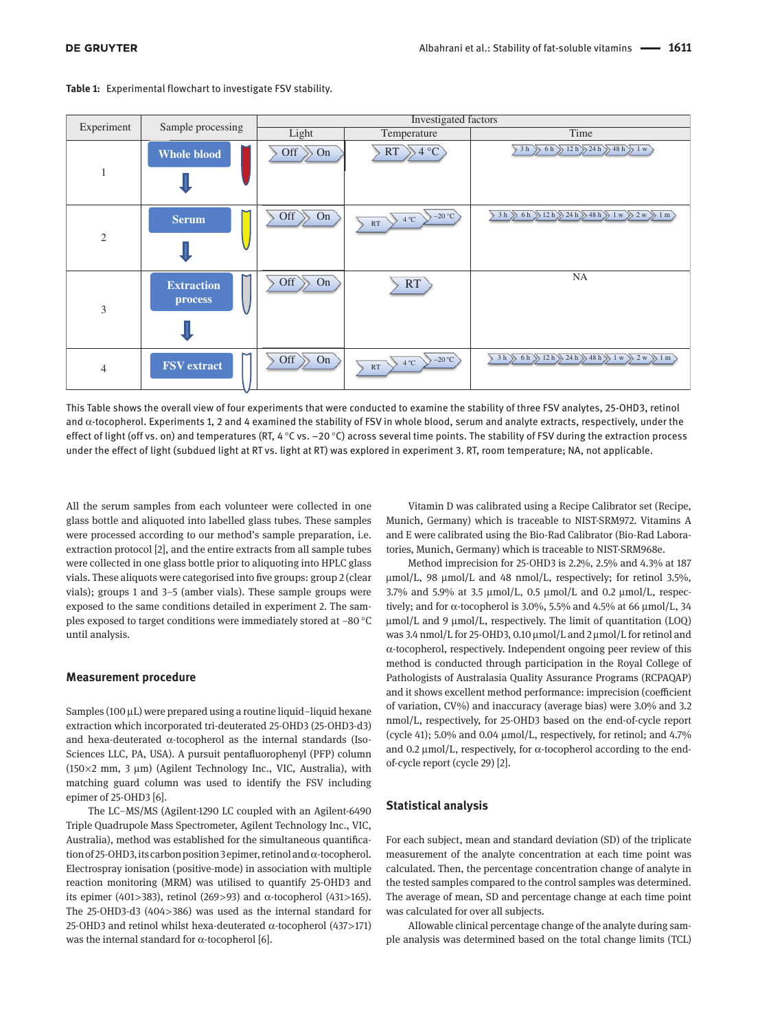**Table 1:** Experimental flowchart to investigate FSV stability.

| Experiment | Sample processing | Investigated factors | | |
|---|---|---|---|---|
| | | Light | Temperature | Time |
| 1 | Whole blood | Off › On | RT › 4 °C | 3 h › 6 h › 12 h › 24 h › 48 h › 1 w |
| 2 | Serum | Off › On | RT › 4 °C › −20 °C | 3 h › 6 h › 12 h › 24 h › 48 h › 1 w › 2 w › 1 m |
| 3 | Extraction process | Off › On | RT | NA |
| 4 | FSV extract | Off › On | RT › 4 °C › −20 °C | 3 h › 6 h › 12 h › 24 h › 48 h › 1 w › 2 w › 1 m |

This Table shows the overall view of four experiments that were conducted to examine the stability of three FSV analytes, 25-OHD3, retinol and α-tocopherol. Experiments 1, 2 and 4 examined the stability of FSV in whole blood, serum and analyte extracts, respectively, under the effect of light (off vs. on) and temperatures (RT, 4 °C vs. −20 °C) across several time points. The stability of FSV during the extraction process under the effect of light (subdued light at RT vs. light at RT) was explored in experiment 3. RT, room temperature; NA, not applicable.

All the serum samples from each volunteer were collected in one glass bottle and aliquoted into labelled glass tubes. These samples were processed according to our method's sample preparation, i.e. extraction protocol [2], and the entire extracts from all sample tubes were collected in one glass bottle prior to aliquoting into HPLC glass vials. These aliquots were categorised into five groups: group 2 (clear vials); groups 1 and 3–5 (amber vials). These sample groups were exposed to the same conditions detailed in experiment 2. The samples exposed to target conditions were immediately stored at −80 °C until analysis.

### Measurement procedure

Samples (100 µL) were prepared using a routine liquid–liquid hexane extraction which incorporated tri-deuterated 25-OHD3 (25-OHD3-d3) and hexa-deuterated α-tocopherol as the internal standards (IsoSciences LLC, PA, USA). A pursuit pentafluorophenyl (PFP) column (150×2 mm, 3 µm) (Agilent Technology Inc., VIC, Australia), with matching guard column was used to identify the FSV including epimer of 25-OHD3 [6].

The LC–MS/MS (Agilent-1290 LC coupled with an Agilent-6490 Triple Quadrupole Mass Spectrometer, Agilent Technology Inc., VIC, Australia), method was established for the simultaneous quantification of 25-OHD3, its carbon position 3 epimer, retinol and α-tocopherol. Electrospray ionisation (positive-mode) in association with multiple reaction monitoring (MRM) was utilised to quantify 25-OHD3 and its epimer (401>383), retinol (269>93) and α-tocopherol (431>165). The 25-OHD3-d3 (404>386) was used as the internal standard for 25-OHD3 and retinol whilst hexa-deuterated α-tocopherol (437>171) was the internal standard for α-tocopherol [6].

Vitamin D was calibrated using a Recipe Calibrator set (Recipe, Munich, Germany) which is traceable to NIST-SRM972. Vitamins A and E were calibrated using the Bio-Rad Calibrator (Bio-Rad Laboratories, Munich, Germany) which is traceable to NIST-SRM968e.

Method imprecision for 25-OHD3 is 2.2%, 2.5% and 4.3% at 187 µmol/L, 98 µmol/L and 48 nmol/L, respectively; for retinol 3.5%, 3.7% and 5.9% at 3.5 µmol/L, 0.5 µmol/L and 0.2 µmol/L, respectively; and for α-tocopherol is 3.0%, 5.5% and 4.5% at 66 µmol/L, 34 µmol/L and 9 µmol/L, respectively. The limit of quantitation (LOQ) was 3.4 nmol/L for 25-OHD3, 0.10 µmol/L and 2 µmol/L for retinol and α-tocopherol, respectively. Independent ongoing peer review of this method is conducted through participation in the Royal College of Pathologists of Australasia Quality Assurance Programs (RCPAQAP) and it shows excellent method performance: imprecision (coefficient of variation, CV%) and inaccuracy (average bias) were 3.0% and 3.2 nmol/L, respectively, for 25-OHD3 based on the end-of-cycle report (cycle 41); 5.0% and 0.04 µmol/L, respectively, for retinol; and 4.7% and 0.2 µmol/L, respectively, for α-tocopherol according to the end-of-cycle report (cycle 29) [2].

### Statistical analysis

For each subject, mean and standard deviation (SD) of the triplicate measurement of the analyte concentration at each time point was calculated. Then, the percentage concentration change of analyte in the tested samples compared to the control samples was determined. The average of mean, SD and percentage change at each time point was calculated for over all subjects.

Allowable clinical percentage change of the analyte during sample analysis was determined based on the total change limits (TCL)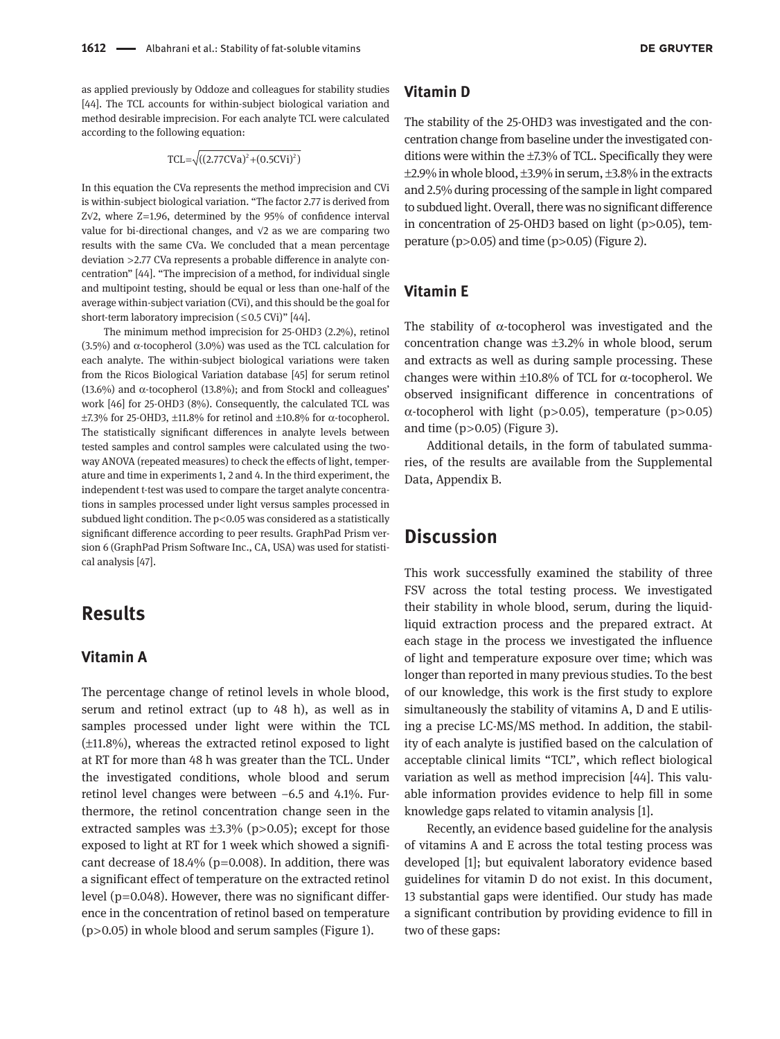as applied previously by Oddoze and colleagues for stability studies [44]. The TCL accounts for within-subject biological variation and method desirable imprecision. For each analyte TCL were calculated according to the following equation:

$$TCL=\sqrt{((2.77CVa)^2+(0.5CVi)^2)}$$

In this equation the CVa represents the method imprecision and CVi is within-subject biological variation. "The factor 2.77 is derived from Z√2, where Z=1.96, determined by the 95% of confidence interval value for bi-directional changes, and √2 as we are comparing two results with the same CVa. We concluded that a mean percentage deviation >2.77 CVa represents a probable difference in analyte concentration" [44]. "The imprecision of a method, for individual single and multipoint testing, should be equal or less than one-half of the average within-subject variation (CVi), and this should be the goal for short-term laboratory imprecision (≤0.5 CVi)" [44].

The minimum method imprecision for 25-OHD3 (2.2%), retinol (3.5%) and α-tocopherol (3.0%) was used as the TCL calculation for each analyte. The within-subject biological variations were taken from the Ricos Biological Variation database [45] for serum retinol (13.6%) and α-tocopherol (13.8%); and from Stockl and colleagues' work [46] for 25-OHD3 (8%). Consequently, the calculated TCL was ±7.3% for 25-OHD3, ±11.8% for retinol and ±10.8% for α-tocopherol. The statistically significant differences in analyte levels between tested samples and control samples were calculated using the two-way ANOVA (repeated measures) to check the effects of light, temperature and time in experiments 1, 2 and 4. In the third experiment, the independent t-test was used to compare the target analyte concentrations in samples processed under light versus samples processed in subdued light condition. The $p<0.05$ was considered as a statistically significant difference according to peer results. GraphPad Prism version 6 (GraphPad Prism Software Inc., CA, USA) was used for statistical analysis [47].

## Results

### Vitamin A

The percentage change of retinol levels in whole blood, serum and retinol extract (up to 48 h), as well as in samples processed under light were within the TCL (±11.8%), whereas the extracted retinol exposed to light at RT for more than 48 h was greater than the TCL. Under the investigated conditions, whole blood and serum retinol level changes were between −6.5 and 4.1%. Furthermore, the retinol concentration change seen in the extracted samples was ±3.3% ($p>0.05$); except for those exposed to light at RT for 1 week which showed a significant decrease of 18.4% ($p=0.008$). In addition, there was a significant effect of temperature on the extracted retinol level ($p=0.048$). However, there was no significant difference in the concentration of retinol based on temperature ($p>0.05$) in whole blood and serum samples (Figure 1).

### Vitamin D

The stability of the 25-OHD3 was investigated and the concentration change from baseline under the investigated conditions were within the ±7.3% of TCL. Specifically they were ±2.9% in whole blood, ±3.9% in serum, ±3.8% in the extracts and 2.5% during processing of the sample in light compared to subdued light. Overall, there was no significant difference in concentration of 25-OHD3 based on light ($p>0.05$), temperature ($p>0.05$) and time ($p>0.05$) (Figure 2).

### Vitamin E

The stability of α-tocopherol was investigated and the concentration change was ±3.2% in whole blood, serum and extracts as well as during sample processing. These changes were within ±10.8% of TCL for α-tocopherol. We observed insignificant difference in concentrations of α-tocopherol with light ($p>0.05$), temperature ($p>0.05$) and time ($p>0.05$) (Figure 3).

Additional details, in the form of tabulated summaries, of the results are available from the Supplemental Data, Appendix B.

## Discussion

This work successfully examined the stability of three FSV across the total testing process. We investigated their stability in whole blood, serum, during the liquid-liquid extraction process and the prepared extract. At each stage in the process we investigated the influence of light and temperature exposure over time; which was longer than reported in many previous studies. To the best of our knowledge, this work is the first study to explore simultaneously the stability of vitamins A, D and E utilising a precise LC-MS/MS method. In addition, the stability of each analyte is justified based on the calculation of acceptable clinical limits "TCL", which reflect biological variation as well as method imprecision [44]. This valuable information provides evidence to help fill in some knowledge gaps related to vitamin analysis [1].

Recently, an evidence based guideline for the analysis of vitamins A and E across the total testing process was developed [1]; but equivalent laboratory evidence based guidelines for vitamin D do not exist. In this document, 13 substantial gaps were identified. Our study has made a significant contribution by providing evidence to fill in two of these gaps: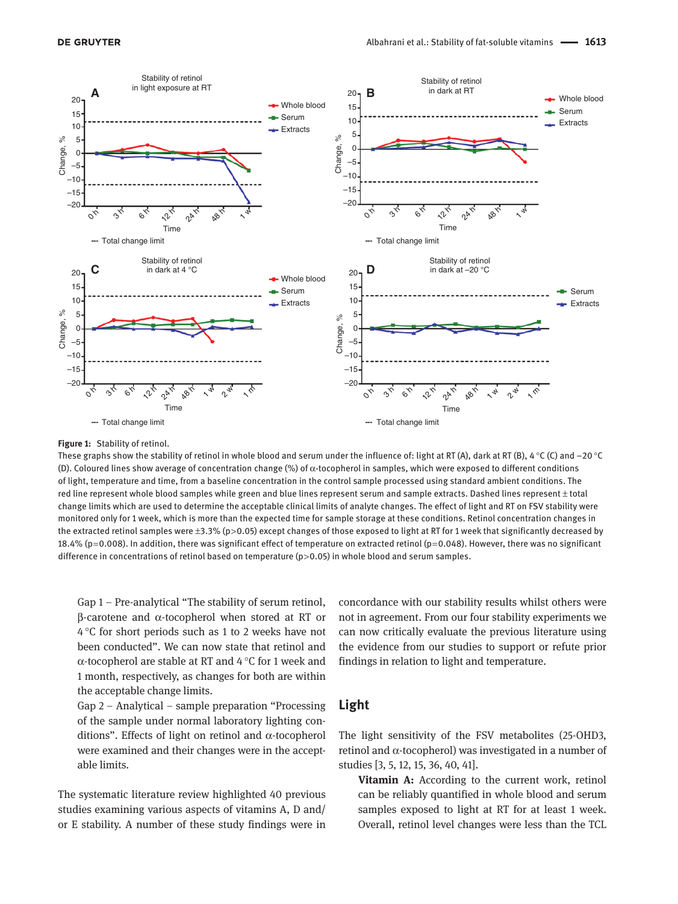**Figure 1:** Stability of retinol.

These graphs show the stability of retinol in whole blood and serum under the influence of: light at RT (A), dark at RT (B), 4 °C (C) and −20 °C (D). Coloured lines show average of concentration change (%) of α-tocopherol in samples, which were exposed to different conditions of light, temperature and time, from a baseline concentration in the control sample processed using standard ambient conditions. The red line represent whole blood samples while green and blue lines represent serum and sample extracts. Dashed lines represent ± total change limits which are used to determine the acceptable clinical limits of analyte changes. The effect of light and RT on FSV stability were monitored only for 1 week, which is more than the expected time for sample storage at these conditions. Retinol concentration changes in the extracted retinol samples were ±3.3% ($p>0.05$) except changes of those exposed to light at RT for 1 week that significantly decreased by 18.4% ($p=0.008$). In addition, there was significant effect of temperature on extracted retinol ($p=0.048$). However, there was no significant difference in concentrations of retinol based on temperature ($p>0.05$) in whole blood and serum samples.

Gap 1 – Pre-analytical "The stability of serum retinol, β-carotene and α-tocopherol when stored at RT or 4 °C for short periods such as 1 to 2 weeks have not been conducted". We can now state that retinol and α-tocopherol are stable at RT and 4 °C for 1 week and 1 month, respectively, as changes for both are within the acceptable change limits.

Gap 2 – Analytical – sample preparation "Processing of the sample under normal laboratory lighting conditions". Effects of light on retinol and α-tocopherol were examined and their changes were in the acceptable limits.

The systematic literature review highlighted 40 previous studies examining various aspects of vitamins A, D and/or E stability. A number of these study findings were in concordance with our stability results whilst others were not in agreement. From our four stability experiments we can now critically evaluate the previous literature using the evidence from our studies to support or refute prior findings in relation to light and temperature.

## Light

The light sensitivity of the FSV metabolites (25-OHD3, retinol and α-tocopherol) was investigated in a number of studies [3, 5, 12, 15, 36, 40, 41].

**Vitamin A:** According to the current work, retinol can be reliably quantified in whole blood and serum samples exposed to light at RT for at least 1 week. Overall, retinol level changes were less than the TCL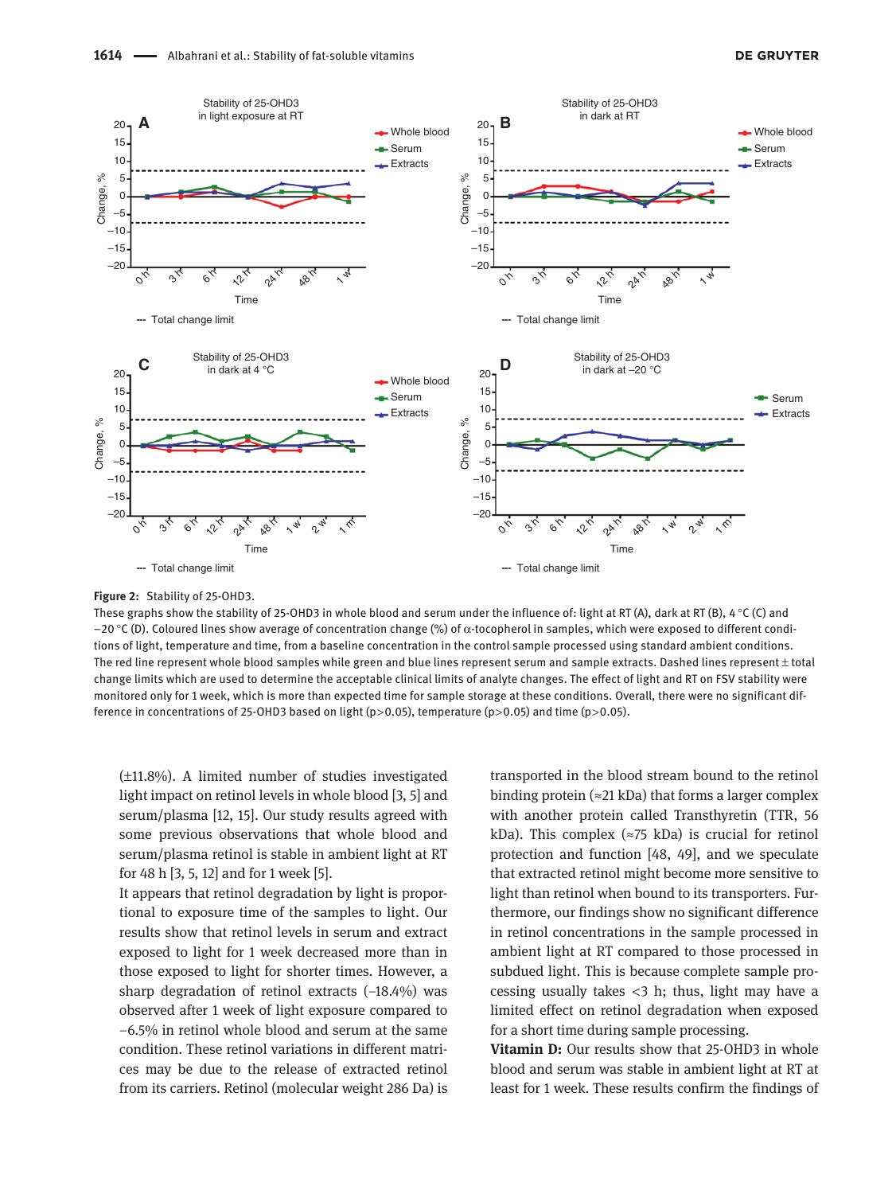**Figure 2:** Stability of 25-OHD3.

These graphs show the stability of 25-OHD3 in whole blood and serum under the influence of: light at RT (A), dark at RT (B), 4 °C (C) and −20 °C (D). Coloured lines show average of concentration change (%) of α-tocopherol in samples, which were exposed to different conditions of light, temperature and time, from a baseline concentration in the control sample processed using standard ambient conditions. The red line represent whole blood samples while green and blue lines represent serum and sample extracts. Dashed lines represent ± total change limits which are used to determine the acceptable clinical limits of analyte changes. The effect of light and RT on FSV stability were monitored only for 1 week, which is more than expected time for sample storage at these conditions. Overall, there were no significant difference in concentrations of 25-OHD3 based on light ($p>0.05$), temperature ($p>0.05$) and time ($p>0.05$).

(±11.8%). A limited number of studies investigated light impact on retinol levels in whole blood [3, 5] and serum/plasma [12, 15]. Our study results agreed with some previous observations that whole blood and serum/plasma retinol is stable in ambient light at RT for 48 h [3, 5, 12] and for 1 week [5].

It appears that retinol degradation by light is proportional to exposure time of the samples to light. Our results show that retinol levels in serum and extract exposed to light for 1 week decreased more than in those exposed to light for shorter times. However, a sharp degradation of retinol extracts (−18.4%) was observed after 1 week of light exposure compared to −6.5% in retinol whole blood and serum at the same condition. These retinol variations in different matrices may be due to the release of extracted retinol from its carriers. Retinol (molecular weight 286 Da) is transported in the blood stream bound to the retinol binding protein (≈21 kDa) that forms a larger complex with another protein called Transthyretin (TTR, 56 kDa). This complex (≈75 kDa) is crucial for retinol protection and function [48, 49], and we speculate that extracted retinol might become more sensitive to light than retinol when bound to its transporters. Furthermore, our findings show no significant difference in retinol concentrations in the sample processed in ambient light at RT compared to those processed in subdued light. This is because complete sample processing usually takes <3 h; thus, light may have a limited effect on retinol degradation when exposed for a short time during sample processing.

**Vitamin D:** Our results show that 25-OHD3 in whole blood and serum was stable in ambient light at RT at least for 1 week. These results confirm the findings of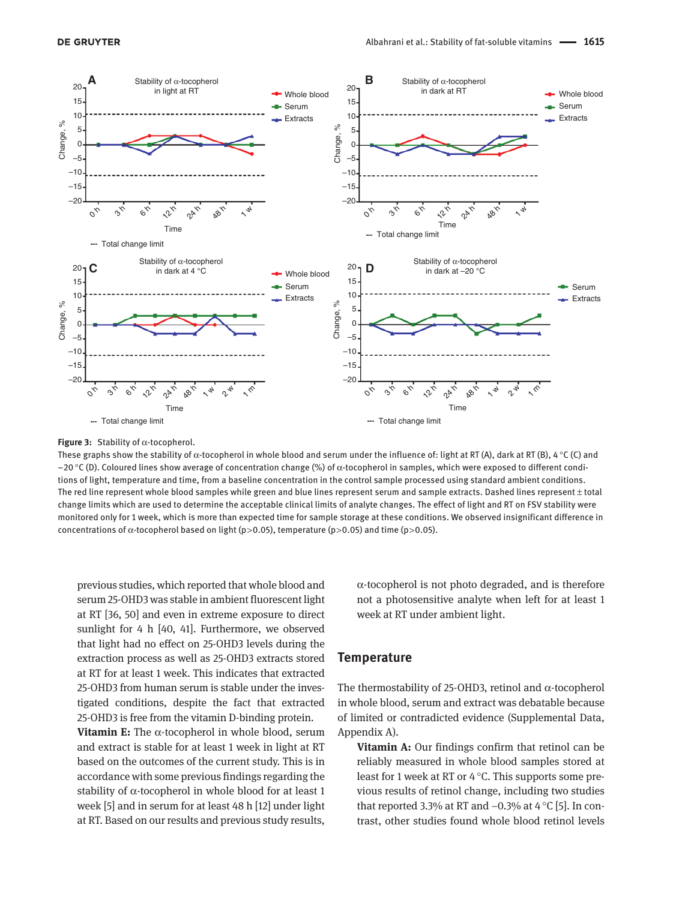**Figure 3:** Stability of α-tocopherol.

These graphs show the stability of α-tocopherol in whole blood and serum under the influence of: light at RT (A), dark at RT (B), 4 °C (C) and −20 °C (D). Coloured lines show average of concentration change (%) of α-tocopherol in samples, which were exposed to different conditions of light, temperature and time, from a baseline concentration in the control sample processed using standard ambient conditions. The red line represent whole blood samples while green and blue lines represent serum and sample extracts. Dashed lines represent ± total change limits which are used to determine the acceptable clinical limits of analyte changes. The effect of light and RT on FSV stability were monitored only for 1 week, which is more than expected time for sample storage at these conditions. We observed insignificant difference in concentrations of α-tocopherol based on light ($p>0.05$), temperature ($p>0.05$) and time ($p>0.05$).

previous studies, which reported that whole blood and serum 25-OHD3 was stable in ambient fluorescent light at RT [36, 50] and even in extreme exposure to direct sunlight for 4 h [40, 41]. Furthermore, we observed that light had no effect on 25-OHD3 levels during the extraction process as well as 25-OHD3 extracts stored at RT for at least 1 week. This indicates that extracted 25-OHD3 from human serum is stable under the investigated conditions, despite the fact that extracted 25-OHD3 is free from the vitamin D-binding protein.

**Vitamin E:** The α-tocopherol in whole blood, serum and extract is stable for at least 1 week in light at RT based on the outcomes of the current study. This is in accordance with some previous findings regarding the stability of α-tocopherol in whole blood for at least 1 week [5] and in serum for at least 48 h [12] under light at RT. Based on our results and previous study results, α-tocopherol is not photo degraded, and is therefore not a photosensitive analyte when left for at least 1 week at RT under ambient light.

## Temperature

The thermostability of 25-OHD3, retinol and α-tocopherol in whole blood, serum and extract was debatable because of limited or contradicted evidence (Supplemental Data, Appendix A).

**Vitamin A:** Our findings confirm that retinol can be reliably measured in whole blood samples stored at least for 1 week at RT or 4 °C. This supports some previous results of retinol change, including two studies that reported 3.3% at RT and −0.3% at 4 °C [5]. In contrast, other studies found whole blood retinol levels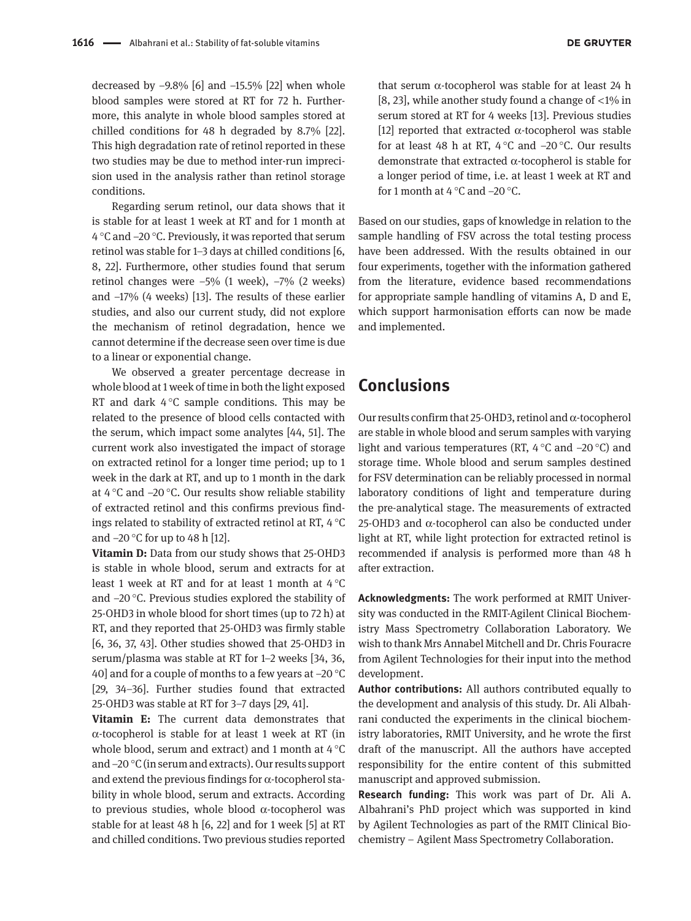decreased by −9.8% [6] and −15.5% [22] when whole blood samples were stored at RT for 72 h. Furthermore, this analyte in whole blood samples stored at chilled conditions for 48 h degraded by 8.7% [22]. This high degradation rate of retinol reported in these two studies may be due to method inter-run imprecision used in the analysis rather than retinol storage conditions.

Regarding serum retinol, our data shows that it is stable for at least 1 week at RT and for 1 month at 4 °C and −20 °C. Previously, it was reported that serum retinol was stable for 1–3 days at chilled conditions [6, 8, 22]. Furthermore, other studies found that serum retinol changes were −5% (1 week), −7% (2 weeks) and −17% (4 weeks) [13]. The results of these earlier studies, and also our current study, did not explore the mechanism of retinol degradation, hence we cannot determine if the decrease seen over time is due to a linear or exponential change.

We observed a greater percentage decrease in whole blood at 1 week of time in both the light exposed RT and dark 4 °C sample conditions. This may be related to the presence of blood cells contacted with the serum, which impact some analytes [44, 51]. The current work also investigated the impact of storage on extracted retinol for a longer time period; up to 1 week in the dark at RT, and up to 1 month in the dark at 4 °C and −20 °C. Our results show reliable stability of extracted retinol and this confirms previous findings related to stability of extracted retinol at RT, 4 °C and −20 °C for up to 48 h [12].

**Vitamin D:** Data from our study shows that 25-OHD3 is stable in whole blood, serum and extracts for at least 1 week at RT and for at least 1 month at 4 °C and −20 °C. Previous studies explored the stability of 25-OHD3 in whole blood for short times (up to 72 h) at RT, and they reported that 25-OHD3 was firmly stable [6, 36, 37, 43]. Other studies showed that 25-OHD3 in serum/plasma was stable at RT for 1–2 weeks [34, 36, 40] and for a couple of months to a few years at −20 °C [29, 34–36]. Further studies found that extracted 25-OHD3 was stable at RT for 3–7 days [29, 41].

**Vitamin E:** The current data demonstrates that α-tocopherol is stable for at least 1 week at RT (in whole blood, serum and extract) and 1 month at 4 °C and −20 °C (in serum and extracts). Our results support and extend the previous findings for α-tocopherol stability in whole blood, serum and extracts. According to previous studies, whole blood α-tocopherol was stable for at least 48 h [6, 22] and for 1 week [5] at RT and chilled conditions. Two previous studies reported that serum α-tocopherol was stable for at least 24 h [8, 23], while another study found a change of <1% in serum stored at RT for 4 weeks [13]. Previous studies [12] reported that extracted α-tocopherol was stable for at least 48 h at RT, 4 °C and −20 °C. Our results demonstrate that extracted α-tocopherol is stable for a longer period of time, i.e. at least 1 week at RT and for 1 month at 4 °C and −20 °C.

Based on our studies, gaps of knowledge in relation to the sample handling of FSV across the total testing process have been addressed. With the results obtained in our four experiments, together with the information gathered from the literature, evidence based recommendations for appropriate sample handling of vitamins A, D and E, which support harmonisation efforts can now be made and implemented.

## Conclusions

Our results confirm that 25-OHD3, retinol and α-tocopherol are stable in whole blood and serum samples with varying light and various temperatures (RT, 4 °C and −20 °C) and storage time. Whole blood and serum samples destined for FSV determination can be reliably processed in normal laboratory conditions of light and temperature during the pre-analytical stage. The measurements of extracted 25-OHD3 and α-tocopherol can also be conducted under light at RT, while light protection for extracted retinol is recommended if analysis is performed more than 48 h after extraction.

**Acknowledgments:** The work performed at RMIT University was conducted in the RMIT-Agilent Clinical Biochemistry Mass Spectrometry Collaboration Laboratory. We wish to thank Mrs Annabel Mitchell and Dr. Chris Fouracre from Agilent Technologies for their input into the method development.

**Author contributions:** All authors contributed equally to the development and analysis of this study. Dr. Ali Albahrani conducted the experiments in the clinical biochemistry laboratories, RMIT University, and he wrote the first draft of the manuscript. All the authors have accepted responsibility for the entire content of this submitted manuscript and approved submission.

**Research funding:** This work was part of Dr. Ali A. Albahrani's PhD project which was supported in kind by Agilent Technologies as part of the RMIT Clinical Biochemistry – Agilent Mass Spectrometry Collaboration.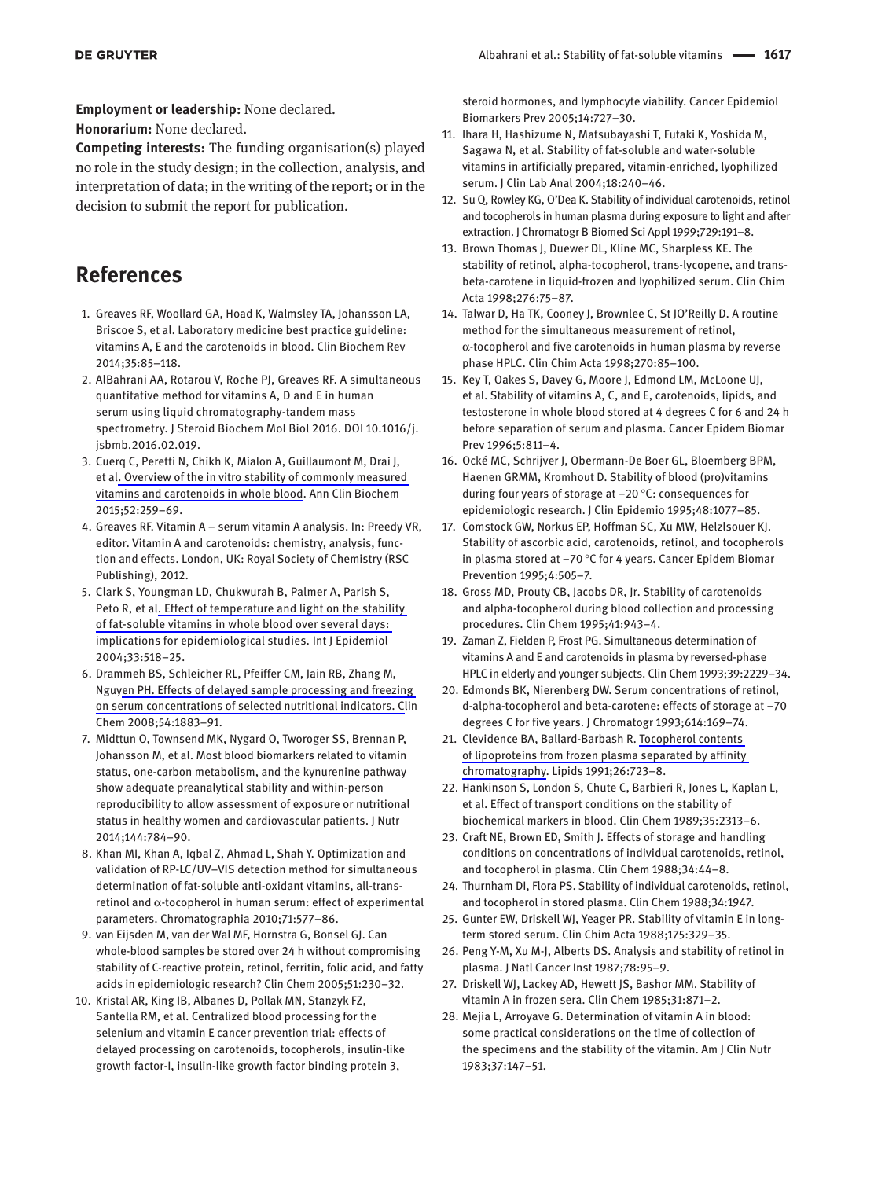**Employment or leadership:** None declared.
**Honorarium:** None declared.
**Competing interests:** The funding organisation(s) played no role in the study design; in the collection, analysis, and interpretation of data; in the writing of the report; or in the decision to submit the report for publication.

## References

1. Greaves RF, Woollard GA, Hoad K, Walmsley TA, Johansson LA, Briscoe S, et al. Laboratory medicine best practice guideline: vitamins A, E and the carotenoids in blood. Clin Biochem Rev 2014;35:85–118.
2. AlBahrani AA, Rotarou V, Roche PJ, Greaves RF. A simultaneous quantitative method for vitamins A, D and E in human serum using liquid chromatography-tandem mass spectrometry. J Steroid Biochem Mol Biol 2016. DOI 10.1016/j.jsbmb.2016.02.019.
3. Cuerq C, Peretti N, Chikh K, Mialon A, Guillaumont M, Drai J, et al. Overview of the in vitro stability of commonly measured vitamins and carotenoids in whole blood. Ann Clin Biochem 2015;52:259–69.
4. Greaves RF. Vitamin A – serum vitamin A analysis. In: Preedy VR, editor. Vitamin A and carotenoids: chemistry, analysis, function and effects. London, UK: Royal Society of Chemistry (RSC Publishing), 2012.
5. Clark S, Youngman LD, Chukwurah B, Palmer A, Parish S, Peto R, et al. Effect of temperature and light on the stability of fat-soluble vitamins in whole blood over several days: implications for epidemiological studies. Int J Epidemiol 2004;33:518–25.
6. Drammeh BS, Schleicher RL, Pfeiffer CM, Jain RB, Zhang M, Nguyen PH. Effects of delayed sample processing and freezing on serum concentrations of selected nutritional indicators. Clin Chem 2008;54:1883–91.
7. Midttun O, Townsend MK, Nygard O, Tworoger SS, Brennan P, Johansson M, et al. Most blood biomarkers related to vitamin status, one-carbon metabolism, and the kynurenine pathway show adequate preanalytical stability and within-person reproducibility to allow assessment of exposure or nutritional status in healthy women and cardiovascular patients. J Nutr 2014;144:784–90.
8. Khan MI, Khan A, Iqbal Z, Ahmad L, Shah Y. Optimization and validation of RP-LC/UV–VIS detection method for simultaneous determination of fat-soluble anti-oxidant vitamins, all-trans-retinol and α-tocopherol in human serum: effect of experimental parameters. Chromatographia 2010;71:577–86.
9. van Eijsden M, van der Wal MF, Hornstra G, Bonsel GJ. Can whole-blood samples be stored over 24 h without compromising stability of C-reactive protein, retinol, ferritin, folic acid, and fatty acids in epidemiologic research? Clin Chem 2005;51:230–32.
10. Kristal AR, King IB, Albanes D, Pollak MN, Stanzyk FZ, Santella RM, et al. Centralized blood processing for the selenium and vitamin E cancer prevention trial: effects of delayed processing on carotenoids, tocopherols, insulin-like growth factor-I, insulin-like growth factor binding protein 3, steroid hormones, and lymphocyte viability. Cancer Epidemiol Biomarkers Prev 2005;14:727–30.
11. Ihara H, Hashizume N, Matsubayashi T, Futaki K, Yoshida M, Sagawa N, et al. Stability of fat-soluble and water-soluble vitamins in artificially prepared, vitamin-enriched, lyophilized serum. J Clin Lab Anal 2004;18:240–46.
12. Su Q, Rowley KG, O'Dea K. Stability of individual carotenoids, retinol and tocopherols in human plasma during exposure to light and after extraction. J Chromatogr B Biomed Sci Appl 1999;729:191–8.
13. Brown Thomas J, Duewer DL, Kline MC, Sharpless KE. The stability of retinol, alpha-tocopherol, trans-lycopene, and trans-beta-carotene in liquid-frozen and lyophilized serum. Clin Chim Acta 1998;276:75–87.
14. Talwar D, Ha TK, Cooney J, Brownlee C, St JO'Reilly D. A routine method for the simultaneous measurement of retinol, α-tocopherol and five carotenoids in human plasma by reverse phase HPLC. Clin Chim Acta 1998;270:85–100.
15. Key T, Oakes S, Davey G, Moore J, Edmond LM, McLoone UJ, et al. Stability of vitamins A, C, and E, carotenoids, lipids, and testosterone in whole blood stored at 4 degrees C for 6 and 24 h before separation of serum and plasma. Cancer Epidem Biomar Prev 1996;5:811–4.
16. Ocké MC, Schrijver J, Obermann-De Boer GL, Bloemberg BPM, Haenen GRMM, Kromhout D. Stability of blood (pro)vitamins during four years of storage at –20 °C: consequences for epidemiologic research. J Clin Epidemio 1995;48:1077–85.
17. Comstock GW, Norkus EP, Hoffman SC, Xu MW, Helzlsouer KJ. Stability of ascorbic acid, carotenoids, retinol, and tocopherols in plasma stored at –70 °C for 4 years. Cancer Epidem Biomar Prevention 1995;4:505–7.
18. Gross MD, Prouty CB, Jacobs DR, Jr. Stability of carotenoids and alpha-tocopherol during blood collection and processing procedures. Clin Chem 1995;41:943–4.
19. Zaman Z, Fielden P, Frost PG. Simultaneous determination of vitamins A and E and carotenoids in plasma by reversed-phase HPLC in elderly and younger subjects. Clin Chem 1993;39:2229–34.
20. Edmonds BK, Nierenberg DW. Serum concentrations of retinol, d-alpha-tocopherol and beta-carotene: effects of storage at –70 degrees C for five years. J Chromatogr 1993;614:169–74.
21. Clevidence BA, Ballard-Barbash R. Tocopherol contents of lipoproteins from frozen plasma separated by affinity chromatography. Lipids 1991;26:723–8.
22. Hankinson S, London S, Chute C, Barbieri R, Jones L, Kaplan L, et al. Effect of transport conditions on the stability of biochemical markers in blood. Clin Chem 1989;35:2313–6.
23. Craft NE, Brown ED, Smith J. Effects of storage and handling conditions on concentrations of individual carotenoids, retinol, and tocopherol in plasma. Clin Chem 1988;34:44–8.
24. Thurnham DI, Flora PS. Stability of individual carotenoids, retinol, and tocopherol in stored plasma. Clin Chem 1988;34:1947.
25. Gunter EW, Driskell WJ, Yeager PR. Stability of vitamin E in long-term stored serum. Clin Chim Acta 1988;175:329–35.
26. Peng Y-M, Xu M-J, Alberts DS. Analysis and stability of retinol in plasma. J Natl Cancer Inst 1987;78:95–9.
27. Driskell WJ, Lackey AD, Hewett JS, Bashor MM. Stability of vitamin A in frozen sera. Clin Chem 1985;31:871–2.
28. Mejia L, Arroyave G. Determination of vitamin A in blood: some practical considerations on the time of collection of the specimens and the stability of the vitamin. Am J Clin Nutr 1983;37:147–51.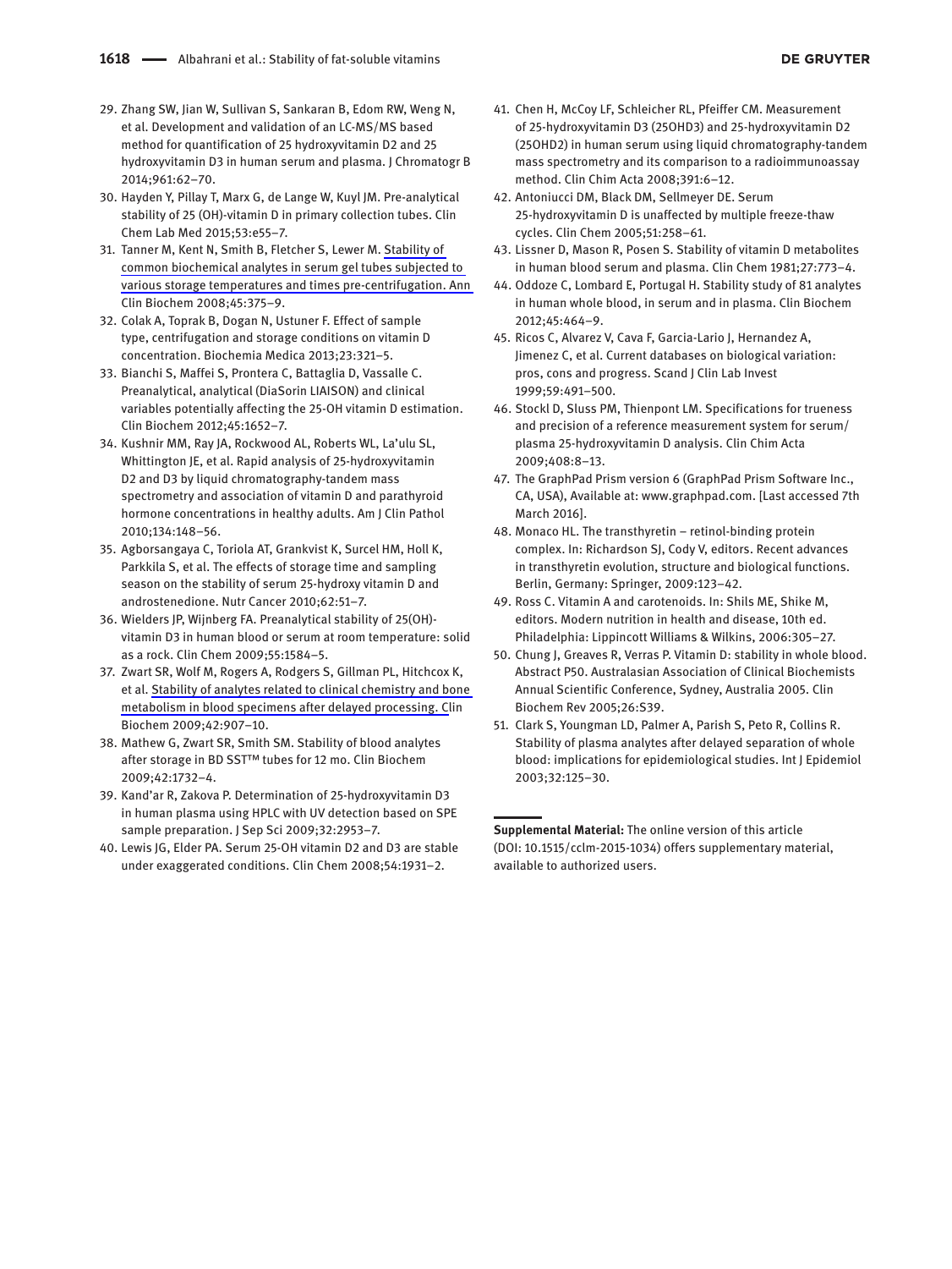29. Zhang SW, Jian W, Sullivan S, Sankaran B, Edom RW, Weng N, et al. Development and validation of an LC-MS/MS based method for quantification of 25 hydroxyvitamin D2 and 25 hydroxyvitamin D3 in human serum and plasma. J Chromatogr B 2014;961:62–70.
30. Hayden Y, Pillay T, Marx G, de Lange W, Kuyl JM. Pre-analytical stability of 25 (OH)-vitamin D in primary collection tubes. Clin Chem Lab Med 2015;53:e55–7.
31. Tanner M, Kent N, Smith B, Fletcher S, Lewer M. Stability of common biochemical analytes in serum gel tubes subjected to various storage temperatures and times pre-centrifugation. Ann Clin Biochem 2008;45:375–9.
32. Colak A, Toprak B, Dogan N, Ustuner F. Effect of sample type, centrifugation and storage conditions on vitamin D concentration. Biochemia Medica 2013;23:321–5.
33. Bianchi S, Maffei S, Prontera C, Battaglia D, Vassalle C. Preanalytical, analytical (DiaSorin LIAISON) and clinical variables potentially affecting the 25-OH vitamin D estimation. Clin Biochem 2012;45:1652–7.
34. Kushnir MM, Ray JA, Rockwood AL, Roberts WL, La'ulu SL, Whittington JE, et al. Rapid analysis of 25-hydroxyvitamin D2 and D3 by liquid chromatography-tandem mass spectrometry and association of vitamin D and parathyroid hormone concentrations in healthy adults. Am J Clin Pathol 2010;134:148–56.
35. Agborsangaya C, Toriola AT, Grankvist K, Surcel HM, Holl K, Parkkila S, et al. The effects of storage time and sampling season on the stability of serum 25-hydroxy vitamin D and androstenedione. Nutr Cancer 2010;62:51–7.
36. Wielders JP, Wijnberg FA. Preanalytical stability of 25(OH)-vitamin D3 in human blood or serum at room temperature: solid as a rock. Clin Chem 2009;55:1584–5.
37. Zwart SR, Wolf M, Rogers A, Rodgers S, Gillman PL, Hitchcox K, et al. Stability of analytes related to clinical chemistry and bone metabolism in blood specimens after delayed processing. Clin Biochem 2009;42:907–10.
38. Mathew G, Zwart SR, Smith SM. Stability of blood analytes after storage in BD SST™ tubes for 12 mo. Clin Biochem 2009;42:1732–4.
39. Kand'ar R, Zakova P. Determination of 25-hydroxyvitamin D3 in human plasma using HPLC with UV detection based on SPE sample preparation. J Sep Sci 2009;32:2953–7.
40. Lewis JG, Elder PA. Serum 25-OH vitamin D2 and D3 are stable under exaggerated conditions. Clin Chem 2008;54:1931–2.
41. Chen H, McCoy LF, Schleicher RL, Pfeiffer CM. Measurement of 25-hydroxyvitamin D3 (25OHD3) and 25-hydroxyvitamin D2 (25OHD2) in human serum using liquid chromatography-tandem mass spectrometry and its comparison to a radioimmunoassay method. Clin Chim Acta 2008;391:6–12.
42. Antoniucci DM, Black DM, Sellmeyer DE. Serum 25-hydroxyvitamin D is unaffected by multiple freeze-thaw cycles. Clin Chem 2005;51:258–61.
43. Lissner D, Mason R, Posen S. Stability of vitamin D metabolites in human blood serum and plasma. Clin Chem 1981;27:773–4.
44. Oddoze C, Lombard E, Portugal H. Stability study of 81 analytes in human whole blood, in serum and in plasma. Clin Biochem 2012;45:464–9.
45. Ricos C, Alvarez V, Cava F, Garcia-Lario J, Hernandez A, Jimenez C, et al. Current databases on biological variation: pros, cons and progress. Scand J Clin Lab Invest 1999;59:491–500.
46. Stockl D, Sluss PM, Thienpont LM. Specifications for trueness and precision of a reference measurement system for serum/plasma 25-hydroxyvitamin D analysis. Clin Chim Acta 2009;408:8–13.
47. The GraphPad Prism version 6 (GraphPad Prism Software Inc., CA, USA), Available at: www.graphpad.com. [Last accessed 7th March 2016].
48. Monaco HL. The transthyretin – retinol-binding protein complex. In: Richardson SJ, Cody V, editors. Recent advances in transthyretin evolution, structure and biological functions. Berlin, Germany: Springer, 2009:123–42.
49. Ross C. Vitamin A and carotenoids. In: Shils ME, Shike M, editors. Modern nutrition in health and disease, 10th ed. Philadelphia: Lippincott Williams & Wilkins, 2006:305–27.
50. Chung J, Greaves R, Verras P. Vitamin D: stability in whole blood. Abstract P50. Australasian Association of Clinical Biochemists Annual Scientific Conference, Sydney, Australia 2005. Clin Biochem Rev 2005;26:S39.
51. Clark S, Youngman LD, Palmer A, Parish S, Peto R, Collins R. Stability of plasma analytes after delayed separation of whole blood: implications for epidemiological studies. Int J Epidemiol 2003;32:125–30.

**Supplemental Material:** The online version of this article (DOI: 10.1515/cclm-2015-1034) offers supplementary material, available to authorized users.